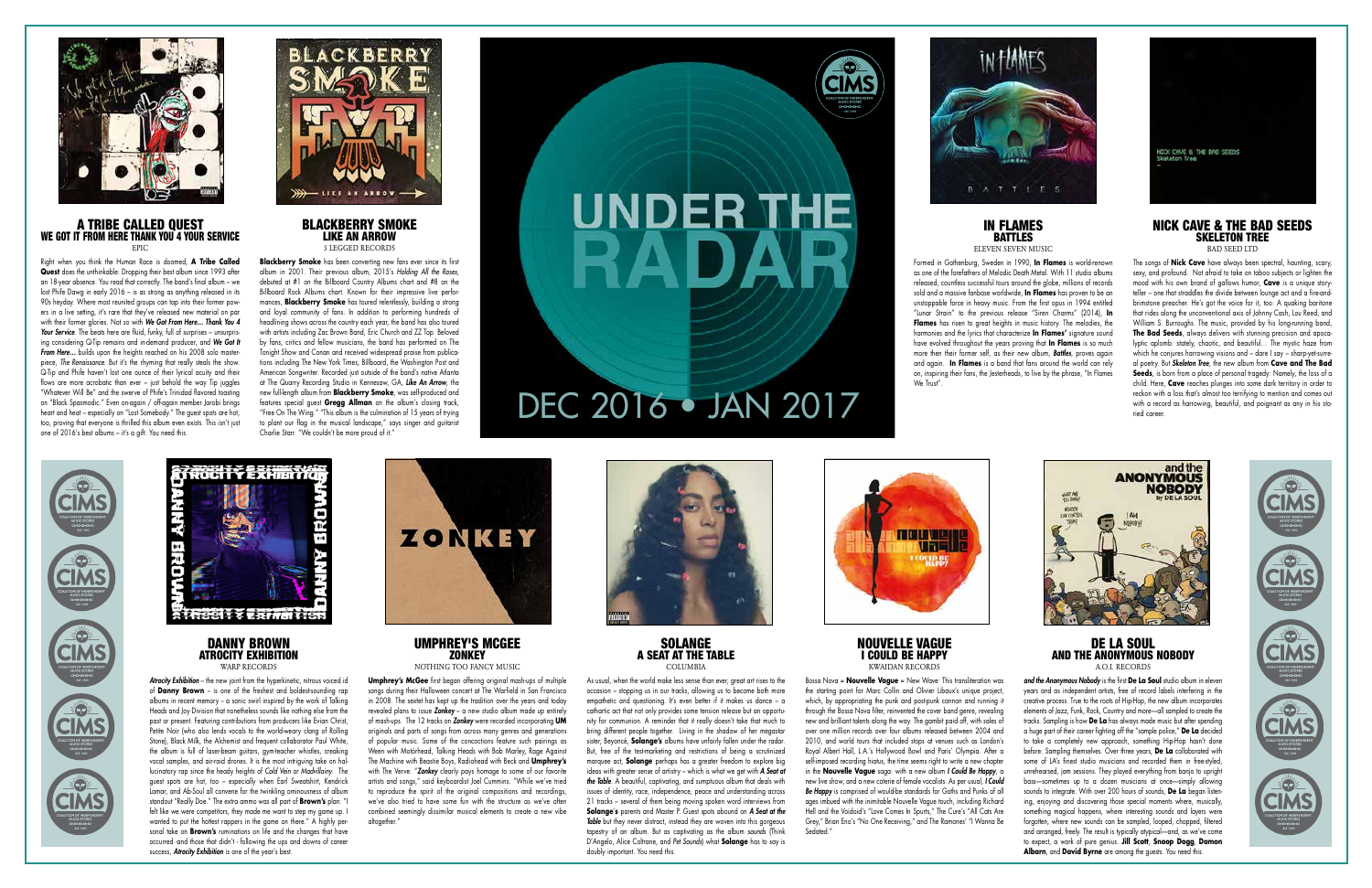# UNDER THE RADAR

DEC 2016 • JAN 2017

## A TRIBE CALLED QUEST
### WE GOT IT FROM HERE THANK YOU 4 YOUR SERVICE
EPIC

Right when the Human Race is doomed, **A Tribe Called Quest** does the unthinkable: Dropping their best album since 1993 after an 18-year absence. You read that correctly. The band's final album – we lost Phife Dawg in early 2016 – is as strong as anything released in its 90s heyday. Where most reunited groups can tap into their former powers in a live setting, it's rare that they've released new material on par with their former glories. Not so with ***We Got From Here... Thank You 4 Your Service***. The beats here are fluid, funky, full of surprises – unsurprising considering Q-Tip remains and in-demand producer, and ***We Got It From Here...*** builds upon the heights reached on his 2008 solo masterpiece, *The Renaissance*. But it's the rhyming that really steals the show. Q-Tip and Phife haven't lost one ounce of their lyrical acuity and their flows are more acrobatic than ever – just behold the way Tip juggles "Whatever Will Be" and the swerve of Phife's Trinidad flavored toasting on "Black Spasmodic." Even on-again / off-again member Jarobi brings heart and heat – especially on "Lost Somebody." The guest spots are hot, too, proving that everyone is thrilled this album even exists. This isn't just one of 2016's best albums – it's a gift. You need this.

## BLACKBERRY SMOKE
### LIKE AN ARROW
3 LEGGED RECORDS

**Blackberry Smoke** has been converting new fans ever since its first album in 2001. Their previous album, 2015's *Holding All the Roses*, debuted at #1 on the Billboard Country Albums chart and #8 on the Billboard Rock Albums chart. Known for their impressive live performances, **Blackberry Smoke** has toured relentlessly, building a strong and loyal community of fans. In addition to performing hundreds of headlining shows across the country each year, the band has also toured with artists including Zac Brown Band, Eric Church and ZZ Top. Beloved by fans, critics and fellow musicians, the band has performed on The Tonight Show and Conan and received widespread praise from publications including The New York Times, Billboard, the Washington Post and American Songwriter. Recorded just outside of the band's native Atlanta at The Quarry Recording Studio in Kennesaw, GA, ***Like An Arrow***, the new full-length album from **Blackberry Smoke**, was self-produced and features special guest **Gregg Allman** on the album's closing track, "Free On The Wing." "This album is the culmination of 15 years of trying to plant our flag in the musical landscape," says singer and guitarist Charlie Starr. "We couldn't be more proud of it."

## IN FLAMES
### BATTLES
ELEVEN SEVEN MUSIC

Formed in Gothenburg, Sweden in 1990, **In Flames** is world-renown as one of the forefathers of Melodic Death Metal. With 11 studio albums released, countless successful tours around the globe, millions of records sold and a massive fanbase worldwide, **In Flames** has proven to be an unstoppable force in heavy music. From the first opus in 1994 entitled "Lunar Strain" to the previous release "Siren Charms" (2014), **In Flames** has risen to great heights in music history. The melodies, the harmonies and the lyrics that characterize **In Flames'** signature sound have evolved throughout the years proving that **In Flames** is so much more then their former self, as their new album, ***Battles***, proves again and again. **In Flames** is a band that fans around the world can rely on, inspiring their fans, the Jesterheads, to live by the phrase, "In Flames We Trust".

## NICK CAVE & THE BAD SEEDS
### SKELETON TREE
BAD SEED LTD

The songs of **Nick Cave** have always been spectral, haunting, scary, sexy, and profound. Not afraid to take on taboo subjects or lighten the mood with his own brand of gallows humor, **Cave** is a unique storyteller – one that straddles the divide between lounge act and a fire-and-brimstone preacher. He's got the voice for it, too: A quaking baritone that rides along the unconventional axis of Johnny Cash, Lou Reed, and William S. Burroughs. The music, provided by his long-running band, **The Bad Seeds**, always delivers with stunning precision and apocalyptic aplomb: stately, chaotic, and beautiful… The mystic haze from which he conjures harrowing visions and – dare I say – sharp-yet-surreal poetry. But ***Skeleton Tree***, the new album from **Cave and The Bad Seeds**, is born from a place of personal tragedy: Namely, the loss of a child. Here, **Cave** reaches plunges into some dark territory in order to reckon with a loss that's almost too terrifying to mention and comes out with a record as harrowing, beautiful, and poignant as any in his storied career.

## DANNY BROWN
### ATROCITY EXHIBITION
WARP RECORDS

***Atrocity Exhibition*** – the new joint from the hyperkinetic, nitrous voiced id of **Danny Brown** – is one of the freshest and boldest-sounding rap albums in recent memory – a sonic swirl inspired by the work of Talking Heads and Joy Division that nonetheless sounds like nothing else from the past or present. Featuring contributions from producers like Evian Christ, Petite Noir (who also lends vocals to the world-weary clang of Rolling Stone), Black Milk, the Alchemist and frequent collaborator Paul White, the album is full of laser-beam guitars, gym-teacher whistles, creaking vocal samples, and air-raid drones. It is the most intriguing take on hallucinatory rap since the heady heights of *Cold Vein* or *Madvillainy*. The guest spots are hot, too – especially when Earl Sweatshirt, Kendrick Lamar, and Ab-Soul all convene for the twinkling ominousness of album standout "Really Doe." The extra ammo was all part of **Brown's** plan: "I felt like we were competitors, they made me want to step my game up. I wanted to put the hottest rappers in the game on there." A highly personal take on **Brown's** ruminations on life and the changes that have occurred and those that didn't - following the ups and downs of career success, ***Atrocity Exhibition*** is one of the year's best.

## UMPHREY'S MCGEE
### ZONKEY
NOTHING TOO FANCY MUSIC

**Umphrey's McGee** first began offering original mash-ups of multiple songs during their Halloween concert at The Warfield in San Francisco in 2008. The sextet has kept up the tradition over the years and today revealed plans to issue ***Zonkey*** – a new studio album made up entirely of mash-ups. The 12 tracks on ***Zonkey*** were recorded incorporating **UM** originals and parts of songs from across many genres and generations of popular music. Some of the concoctions feature such pairings as Ween with Motörhead, Talking Heads with Bob Marley, Rage Against The Machine with Beastie Boys, Radiohead with Beck and **Umphrey's** with The Verve. "***Zonkey*** clearly pays homage to some of our favorite artists and songs," said keyboardist Joel Cummins. "While we've tried to reproduce the spirit of the original compositions and recordings, we've also tried to have some fun with the structure as we've often combined seemingly dissimilar musical elements to create a new vibe altogether."

## SOLANGE
### A SEAT AT THE TABLE
COLUMBIA

As usual, when the world make less sense than ever, great art rises to the occasion – stopping us in our tracks, allowing us to become both more empathetic and questioning. It's even better if it makes us dance – a cathartic act that not only provides some tension release but an opportunity for communion. A reminder that it really doesn't take that much to bring different people together. Living in the shadow of her megastar sister, Beyoncé, **Solange's** albums have unfairly fallen under the radar. But, free of the test-marketing and restrictions of being a scrutinized marquee act, **Solange** perhaps has a greater freedom to explore big ideas with greater sense of artistry – which is what we get with ***A Seat at the Table***. A beautiful, captivating, and sumptuous album that deals with issues of identity, race, independence, peace and understanding across 21 tracks – several of them being moving spoken word interviews from **Solange's** parents and Master P. Guest spots abound on ***A Seat at the Table*** but they never distract, instead they are woven into this gorgeous tapestry of an album. But as captivating as the album sounds (Think D'Angelo, Alice Coltrane, and *Pet Sounds*) what **Solange** has to say is doubly important. You need this.

## NOUVELLE VAGUE
### I COULD BE HAPPY
KWAIDAN RECORDS

Bossa Nova = **Nouvelle Vague** = New Wave: This transliteration was the starting point for Marc Collin and Olivier Libaux's unique project, which, by appropriating the punk and post-punk cannon and running it through the Bossa Nova filter, reinvented the cover band genre, revealing new and brilliant talents along the way. The gambit paid off, with sales of over one million records over four albums released between 2004 and 2010, and world tours that included stops at venues such as London's Royal Albert Hall, L.A.'s Hollywood Bowl and Paris' Olympia. After a self-imposed recording hiatus, the time seems right to write a new chapter in the **Nouvelle Vague** saga: with a new album ***I Could Be Happy***, a new live show, and a new coterie of female vocalists. As per usual, ***I Could Be Happy*** is comprised of would-be standards for Goths and Punks of all ages imbued with the inimitable Nouvelle Vague touch, including Richard Hell and the Voidoid's "Love Comes In Spurts," The Cure's "All Cats Are Grey," Brian Eno's "No One Receiving," and The Ramones' "I Wanna Be Sedated."

## DE LA SOUL
### AND THE ANONYMOUS NOBODY
A.O.I. RECORDS

***and the Anonymous Nobody*** is the first **De La Soul** studio album in eleven years and as independent artists, free of record labels interfering in the creative process. True to the roots of Hip-Hop, the new album incorporates elements of Jazz, Funk, Rock, Country and more—all sampled to create the tracks. Sampling is how **De La** has always made music but after spending a huge part of their career fighting off the "sample police," **De La** decided to take a completely new approach, something Hip-Hop hasn't done before: Sampling themselves. Over three years, **De La** collaborated with some of LA's finest studio musicians and recorded them in free-styled, unrehearsed, jam sessions. They played everything from banjo to upright bass—sometimes up to a dozen musicians at once—simply allowing sounds to integrate. With over 200 hours of sounds, **De La** began listening, enjoying and discovering those special moments where, musically, something magical happens, where interesting sounds and layers were forgotten, where new sounds can be sampled, looped, chopped, filtered and arranged, freely. The result is typically atypical—and, as we've come to expect, a work of pure genius. **Jill Scott**, **Snoop Dogg**, **Damon Albarn**, and **David Byrne** are among the guests. You need this.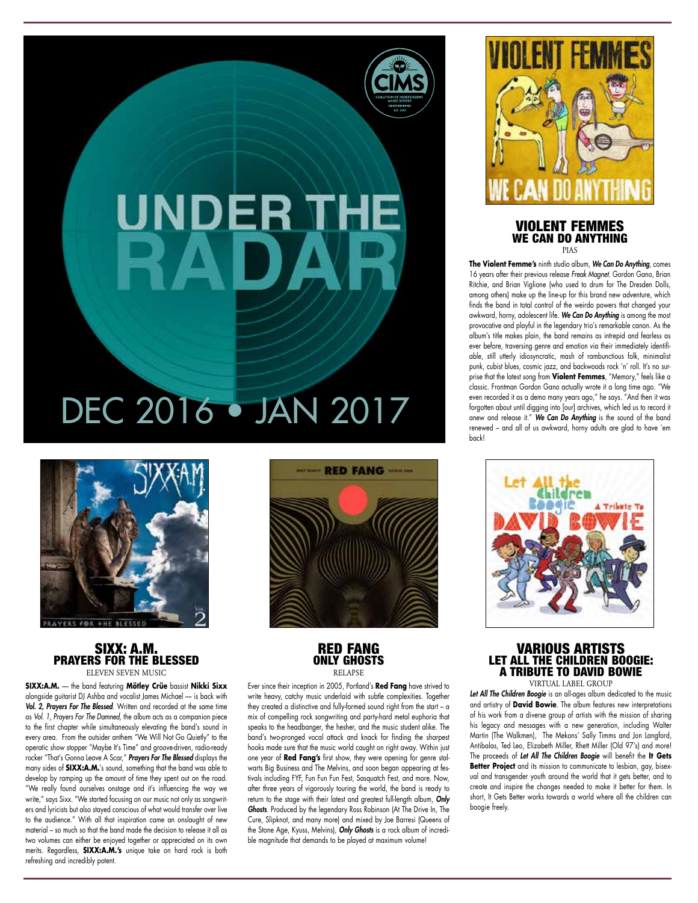# UNDER THE RADAR

DEC 2016 • JAN 2017

## VIOLENT FEMMES
### WE CAN DO ANYTHING
PIAS

**The Violent Femme's** ninth studio album, ***We Can Do Anything***, comes 16 years after their previous release *Freak Magnet*. Gordon Gano, Brian Ritchie, and Brian Viglione (who used to drum for The Dresden Dolls, among others) make up the line-up for this brand new adventure, which finds the band in total control of the weirdo powers that changed your awkward, horny, adolescent life. ***We Can Do Anything*** is among the most provocative and playful in the legendary trio's remarkable canon. As the album's title makes plain, the band remains as intrepid and fearless as ever before, traversing genre and emotion via their immediately identifiable, still utterly idiosyncratic, mash of rambunctious folk, minimalist punk, cubist blues, cosmic jazz, and backwoods rock 'n' roll. It's no surprise that the latest song from **Violent Femmes**, "Memory," feels like a classic. Frontman Gordon Gano actually wrote it a long time ago. "We even recorded it as a demo many years ago," he says. "And then it was forgotten about until digging into [our] archives, which led us to record it anew and release it." ***We Can Do Anything*** is the sound of the band renewed – and all of us awkward, horny adults are glad to have 'em back!

## SIXX: A.M.
### PRAYERS FOR THE BLESSED
ELEVEN SEVEN MUSIC

**SIXX:A.M.** — the band featuring **Mötley Crüe** bassist **Nikki Sixx** alongside guitarist DJ Ashba and vocalist James Michael — is back with ***Vol. 2, Prayers For The Blessed***. Written and recorded at the same time as *Vol. 1, Prayers For The Damned*, the album acts as a companion piece to the first chapter while simultaneously elevating the band's sound in every area. From the outsider anthem "We Will Not Go Quietly" to the operatic show stopper "Maybe It's Time" and groove-driven, radio-ready rocker "That's Gonna Leave A Scar," ***Prayers For The Blessed*** displays the many sides of **SIXX:A.M.**'s sound, something that the band was able to develop by ramping up the amount of time they spent out on the road. "We really found ourselves onstage and it's influencing the way we write," says Sixx. "We started focusing on our music not only as songwriters and lyricists but also stayed conscious of what would transfer over live to the audience." With all that inspiration came an onslaught of new material – so much so that the band made the decision to release it all as two volumes can either be enjoyed together or appreciated on its own merits. Regardless, **SIXX:A.M.'s** unique take on hard rock is both refreshing and incredibly potent.

## RED FANG
### ONLY GHOSTS
RELAPSE

Ever since their inception in 2005, Portland's **Red Fang** have strived to write heavy, catchy music underlaid with subtle complexities. Together they created a distinctive and fully-formed sound right from the start – a mix of compelling rock songwriting and party-hard metal euphoria that speaks to the headbanger, the hesher, and the music student alike. The band's two-pronged vocal attack and knack for finding the sharpest hooks made sure that the music world caught on right away. Within just one year of **Red Fang's** first show, they were opening for genre stalwarts Big Business and The Melvins, and soon began appearing at festivals including FYF, Fun Fun Fun Fest, Sasquatch Fest, and more. Now, after three years of vigorously touring the world, the band is ready to return to the stage with their latest and greatest full-length album, ***Only Ghosts***. Produced by the legendary Ross Robinson (At The Drive In, The Cure, Slipknot, and many more) and mixed by Joe Barresi (Queens of the Stone Age, Kyuss, Melvins), ***Only Ghosts*** is a rock album of incredible magnitude that demands to be played at maximum volume!

## VARIOUS ARTISTS
### LET ALL THE CHILDREN BOOGIE: A TRIBUTE TO DAVID BOWIE
VIRTUAL LABEL GROUP

***Let All The Children Boogie*** is an all-ages album dedicated to the music and artistry of **David Bowie**. The album features new interpretations of his work from a diverse group of artists with the mission of sharing his legacy and messages with a new generation, including Walter Martin (The Walkmen), The Mekons' Sally Timms and Jon Langford, Antibalas, Ted Leo, Elizabeth Miller, Rhett Miller (Old 97's) and more! The proceeds of ***Let All The Children Boogie*** will benefit the **It Gets Better Project** and its mission to communicate to lesbian, gay, bisexual and transgender youth around the world that it gets better, and to create and inspire the changes needed to make it better for them. In short, It Gets Better works towards a world where all the children can boogie freely.